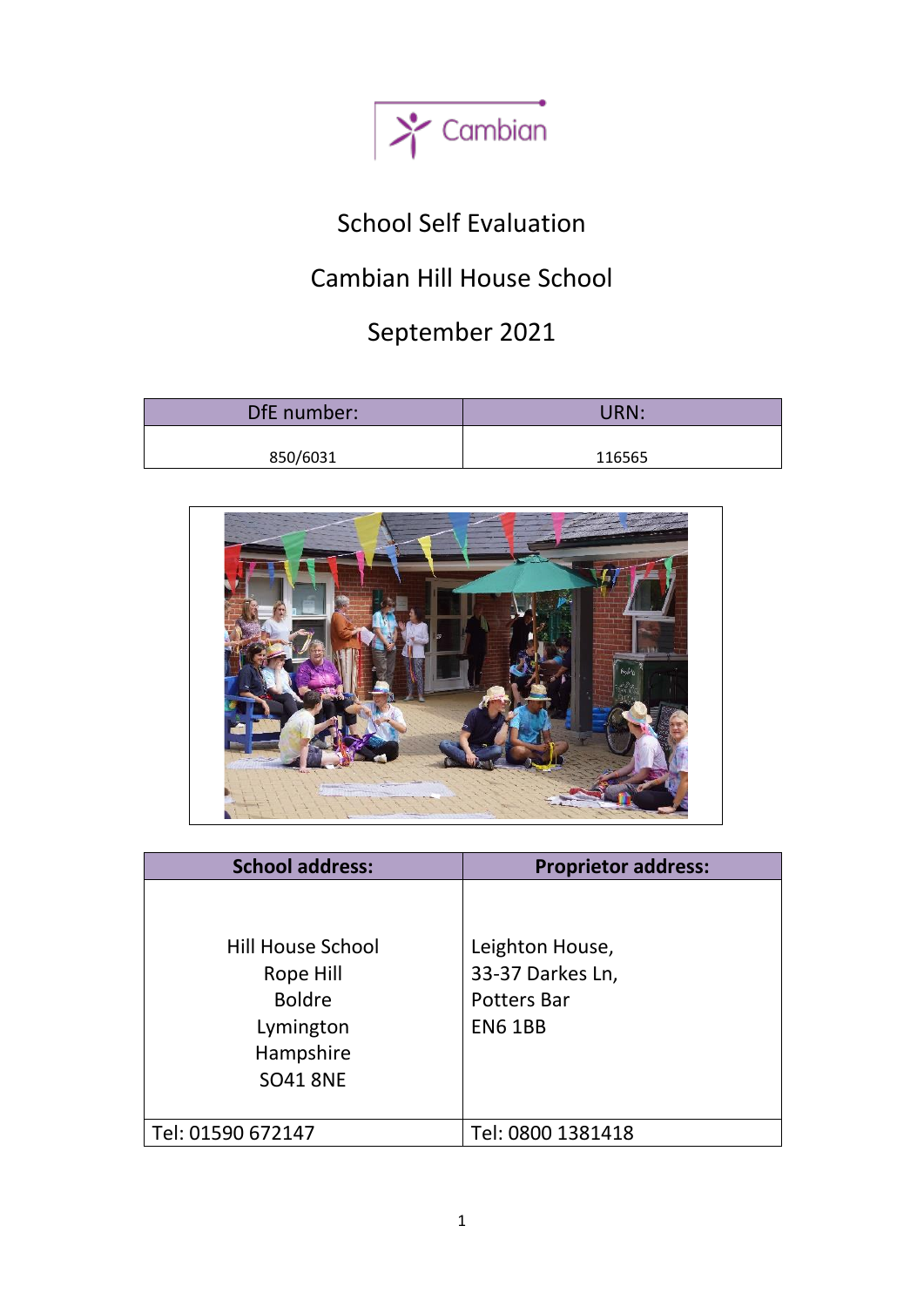Cambian

# School Self Evaluation

## Cambian Hill House School

## September 2021

| DfE number: | URN: |
| --- | --- |
| 850/6031 | 116565 |

| School address: | Proprietor address: |
| --- | --- |
| Hill House School<br>Rope Hill<br>Boldre<br>Lymington<br>Hampshire<br>SO41 8NE | Leighton House,<br>33-37 Darkes Ln,<br>Potters Bar<br>EN6 1BB |
| Tel: 01590 672147 | Tel: 0800 1381418 |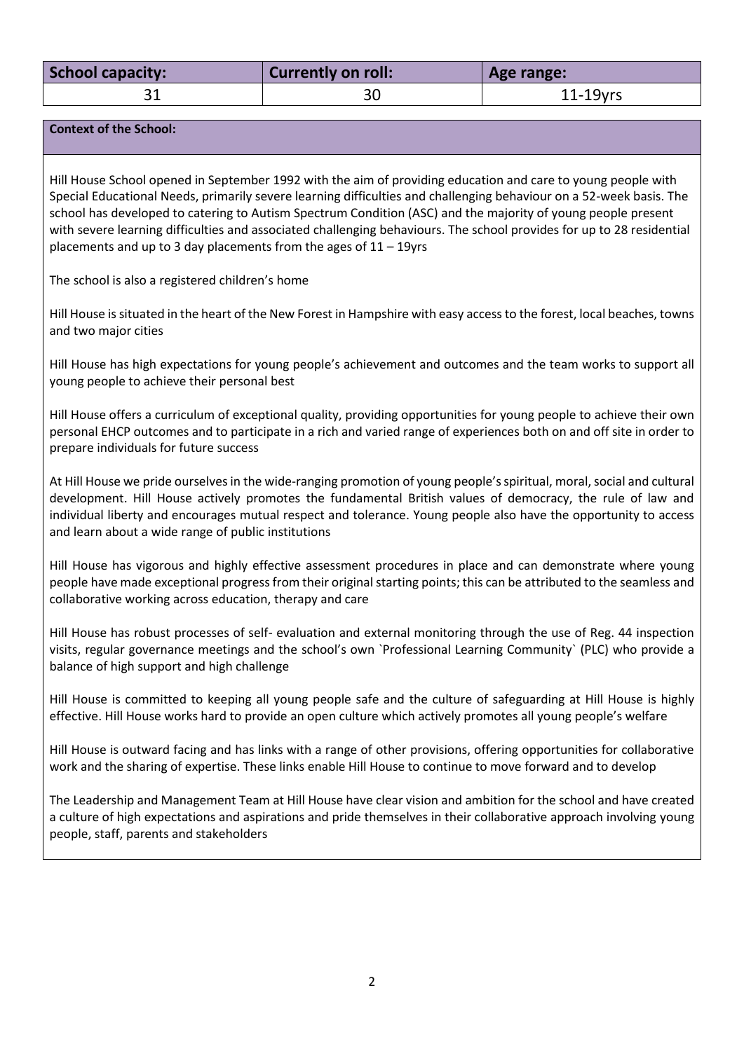| School capacity: | Currently on roll: | Age range: |
| --- | --- | --- |
| 31 | 30 | 11-19yrs |

**Context of the School:**

Hill House School opened in September 1992 with the aim of providing education and care to young people with Special Educational Needs, primarily severe learning difficulties and challenging behaviour on a 52-week basis. The school has developed to catering to Autism Spectrum Condition (ASC) and the majority of young people present with severe learning difficulties and associated challenging behaviours. The school provides for up to 28 residential placements and up to 3 day placements from the ages of 11 – 19yrs

The school is also a registered children's home

Hill House is situated in the heart of the New Forest in Hampshire with easy access to the forest, local beaches, towns and two major cities

Hill House has high expectations for young people's achievement and outcomes and the team works to support all young people to achieve their personal best

Hill House offers a curriculum of exceptional quality, providing opportunities for young people to achieve their own personal EHCP outcomes and to participate in a rich and varied range of experiences both on and off site in order to prepare individuals for future success

At Hill House we pride ourselves in the wide-ranging promotion of young people's spiritual, moral, social and cultural development. Hill House actively promotes the fundamental British values of democracy, the rule of law and individual liberty and encourages mutual respect and tolerance. Young people also have the opportunity to access and learn about a wide range of public institutions

Hill House has vigorous and highly effective assessment procedures in place and can demonstrate where young people have made exceptional progress from their original starting points; this can be attributed to the seamless and collaborative working across education, therapy and care

Hill House has robust processes of self- evaluation and external monitoring through the use of Reg. 44 inspection visits, regular governance meetings and the school's own `Professional Learning Community` (PLC) who provide a balance of high support and high challenge

Hill House is committed to keeping all young people safe and the culture of safeguarding at Hill House is highly effective. Hill House works hard to provide an open culture which actively promotes all young people's welfare

Hill House is outward facing and has links with a range of other provisions, offering opportunities for collaborative work and the sharing of expertise. These links enable Hill House to continue to move forward and to develop

The Leadership and Management Team at Hill House have clear vision and ambition for the school and have created a culture of high expectations and aspirations and pride themselves in their collaborative approach involving young people, staff, parents and stakeholders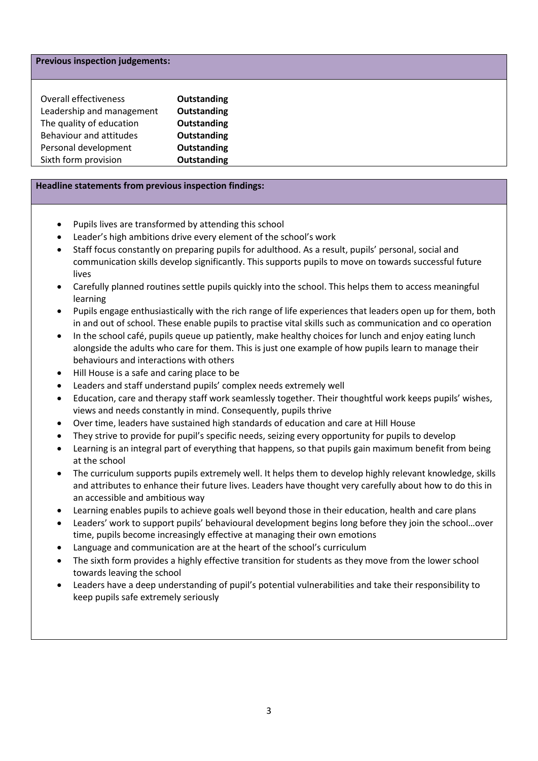## Previous inspection judgements:

| | |
|---|---|
| Overall effectiveness | **Outstanding** |
| Leadership and management | **Outstanding** |
| The quality of education | **Outstanding** |
| Behaviour and attitudes | **Outstanding** |
| Personal development | **Outstanding** |
| Sixth form provision | **Outstanding** |

## Headline statements from previous inspection findings:

- Pupils lives are transformed by attending this school
- Leader's high ambitions drive every element of the school's work
- Staff focus constantly on preparing pupils for adulthood. As a result, pupils' personal, social and communication skills develop significantly. This supports pupils to move on towards successful future lives
- Carefully planned routines settle pupils quickly into the school. This helps them to access meaningful learning
- Pupils engage enthusiastically with the rich range of life experiences that leaders open up for them, both in and out of school. These enable pupils to practise vital skills such as communication and co operation
- In the school café, pupils queue up patiently, make healthy choices for lunch and enjoy eating lunch alongside the adults who care for them. This is just one example of how pupils learn to manage their behaviours and interactions with others
- Hill House is a safe and caring place to be
- Leaders and staff understand pupils' complex needs extremely well
- Education, care and therapy staff work seamlessly together. Their thoughtful work keeps pupils' wishes, views and needs constantly in mind. Consequently, pupils thrive
- Over time, leaders have sustained high standards of education and care at Hill House
- They strive to provide for pupil's specific needs, seizing every opportunity for pupils to develop
- Learning is an integral part of everything that happens, so that pupils gain maximum benefit from being at the school
- The curriculum supports pupils extremely well. It helps them to develop highly relevant knowledge, skills and attributes to enhance their future lives. Leaders have thought very carefully about how to do this in an accessible and ambitious way
- Learning enables pupils to achieve goals well beyond those in their education, health and care plans
- Leaders' work to support pupils' behavioural development begins long before they join the school…over time, pupils become increasingly effective at managing their own emotions
- Language and communication are at the heart of the school's curriculum
- The sixth form provides a highly effective transition for students as they move from the lower school towards leaving the school
- Leaders have a deep understanding of pupil's potential vulnerabilities and take their responsibility to keep pupils safe extremely seriously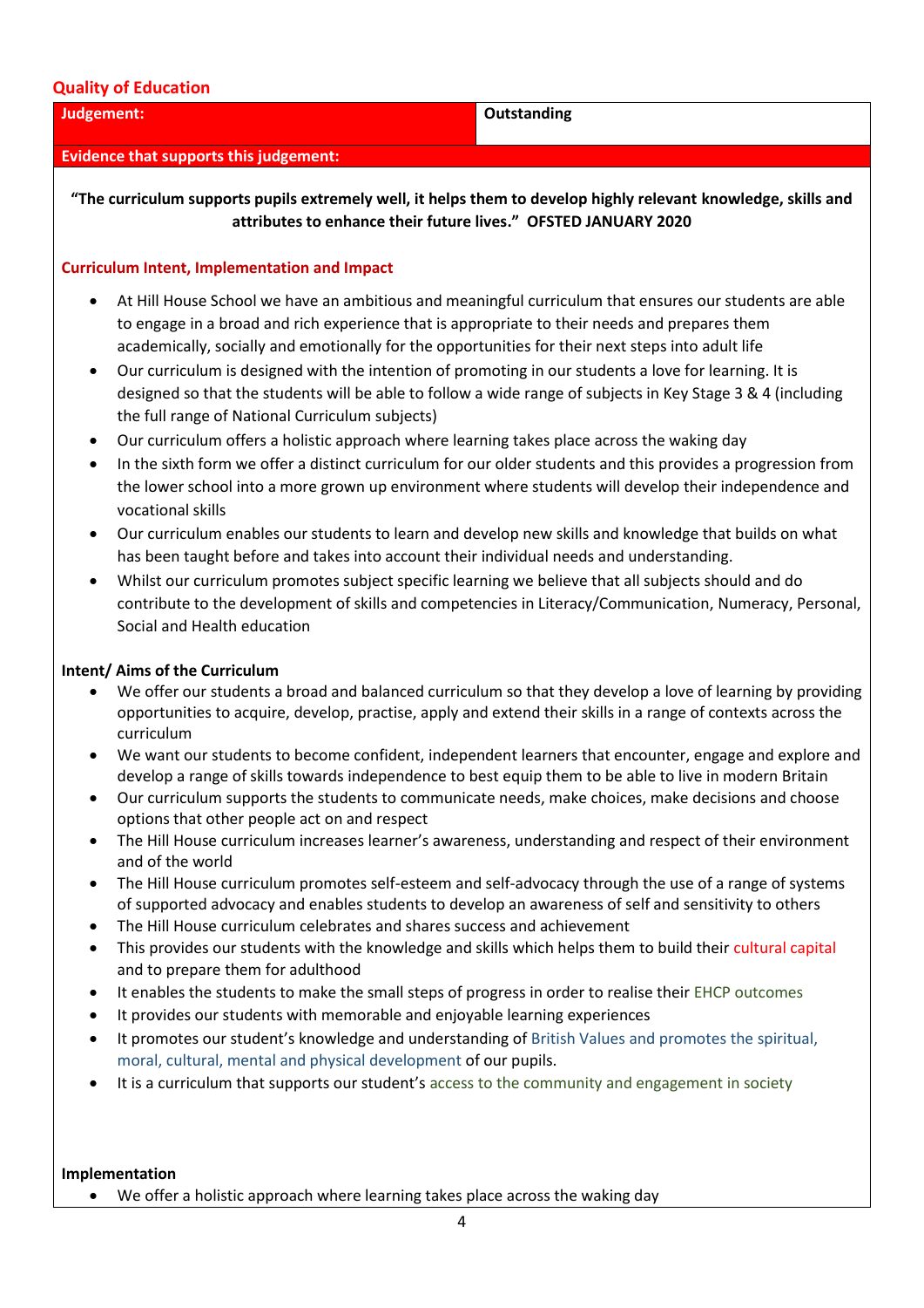## Quality of Education

| Judgement: | Outstanding |
|---|---|

**Evidence that supports this judgement:**

**"The curriculum supports pupils extremely well, it helps them to develop highly relevant knowledge, skills and attributes to enhance their future lives." OFSTED JANUARY 2020**

### Curriculum Intent, Implementation and Impact

- At Hill House School we have an ambitious and meaningful curriculum that ensures our students are able to engage in a broad and rich experience that is appropriate to their needs and prepares them academically, socially and emotionally for the opportunities for their next steps into adult life
- Our curriculum is designed with the intention of promoting in our students a love for learning. It is designed so that the students will be able to follow a wide range of subjects in Key Stage 3 & 4 (including the full range of National Curriculum subjects)
- Our curriculum offers a holistic approach where learning takes place across the waking day
- In the sixth form we offer a distinct curriculum for our older students and this provides a progression from the lower school into a more grown up environment where students will develop their independence and vocational skills
- Our curriculum enables our students to learn and develop new skills and knowledge that builds on what has been taught before and takes into account their individual needs and understanding.
- Whilst our curriculum promotes subject specific learning we believe that all subjects should and do contribute to the development of skills and competencies in Literacy/Communication, Numeracy, Personal, Social and Health education

**Intent/ Aims of the Curriculum**

- We offer our students a broad and balanced curriculum so that they develop a love of learning by providing opportunities to acquire, develop, practise, apply and extend their skills in a range of contexts across the curriculum
- We want our students to become confident, independent learners that encounter, engage and explore and develop a range of skills towards independence to best equip them to be able to live in modern Britain
- Our curriculum supports the students to communicate needs, make choices, make decisions and choose options that other people act on and respect
- The Hill House curriculum increases learner's awareness, understanding and respect of their environment and of the world
- The Hill House curriculum promotes self-esteem and self-advocacy through the use of a range of systems of supported advocacy and enables students to develop an awareness of self and sensitivity to others
- The Hill House curriculum celebrates and shares success and achievement
- This provides our students with the knowledge and skills which helps them to build their cultural capital and to prepare them for adulthood
- It enables the students to make the small steps of progress in order to realise their EHCP outcomes
- It provides our students with memorable and enjoyable learning experiences
- It promotes our student's knowledge and understanding of British Values and promotes the spiritual, moral, cultural, mental and physical development of our pupils.
- It is a curriculum that supports our student's access to the community and engagement in society

**Implementation**

- We offer a holistic approach where learning takes place across the waking day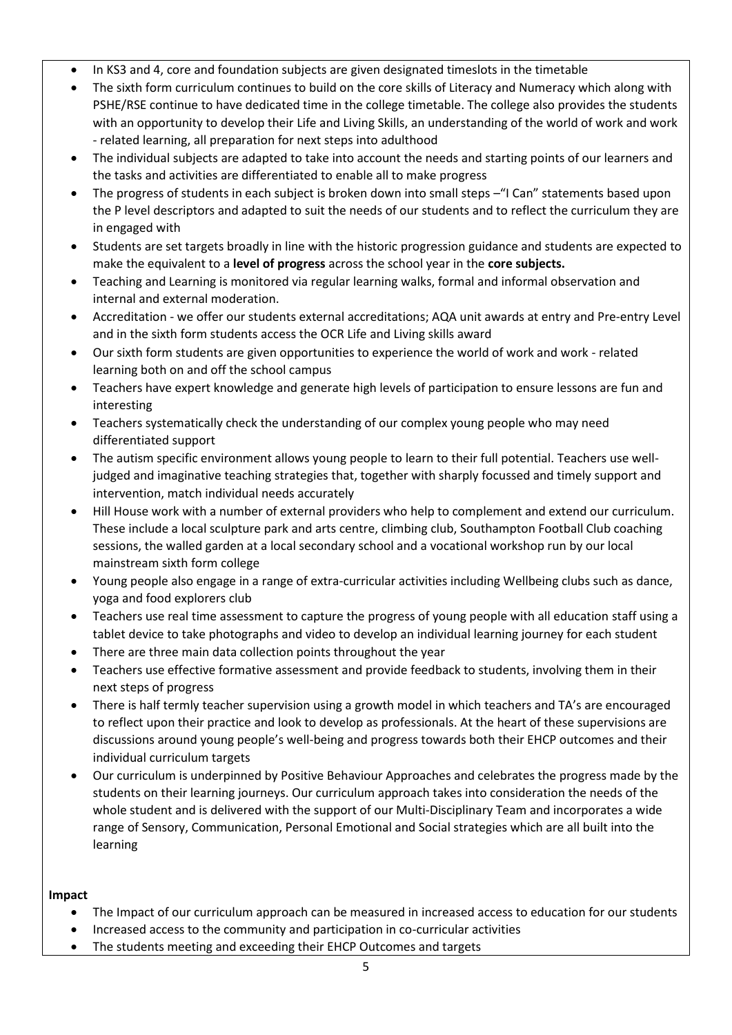- In KS3 and 4, core and foundation subjects are given designated timeslots in the timetable
- The sixth form curriculum continues to build on the core skills of Literacy and Numeracy which along with PSHE/RSE continue to have dedicated time in the college timetable. The college also provides the students with an opportunity to develop their Life and Living Skills, an understanding of the world of work and work - related learning, all preparation for next steps into adulthood
- The individual subjects are adapted to take into account the needs and starting points of our learners and the tasks and activities are differentiated to enable all to make progress
- The progress of students in each subject is broken down into small steps –"I Can" statements based upon the P level descriptors and adapted to suit the needs of our students and to reflect the curriculum they are in engaged with
- Students are set targets broadly in line with the historic progression guidance and students are expected to make the equivalent to a **level of progress** across the school year in the **core subjects.**
- Teaching and Learning is monitored via regular learning walks, formal and informal observation and internal and external moderation.
- Accreditation - we offer our students external accreditations; AQA unit awards at entry and Pre-entry Level and in the sixth form students access the OCR Life and Living skills award
- Our sixth form students are given opportunities to experience the world of work and work - related learning both on and off the school campus
- Teachers have expert knowledge and generate high levels of participation to ensure lessons are fun and interesting
- Teachers systematically check the understanding of our complex young people who may need differentiated support
- The autism specific environment allows young people to learn to their full potential. Teachers use well-judged and imaginative teaching strategies that, together with sharply focussed and timely support and intervention, match individual needs accurately
- Hill House work with a number of external providers who help to complement and extend our curriculum. These include a local sculpture park and arts centre, climbing club, Southampton Football Club coaching sessions, the walled garden at a local secondary school and a vocational workshop run by our local mainstream sixth form college
- Young people also engage in a range of extra-curricular activities including Wellbeing clubs such as dance, yoga and food explorers club
- Teachers use real time assessment to capture the progress of young people with all education staff using a tablet device to take photographs and video to develop an individual learning journey for each student
- There are three main data collection points throughout the year
- Teachers use effective formative assessment and provide feedback to students, involving them in their next steps of progress
- There is half termly teacher supervision using a growth model in which teachers and TA's are encouraged to reflect upon their practice and look to develop as professionals. At the heart of these supervisions are discussions around young people's well-being and progress towards both their EHCP outcomes and their individual curriculum targets
- Our curriculum is underpinned by Positive Behaviour Approaches and celebrates the progress made by the students on their learning journeys. Our curriculum approach takes into consideration the needs of the whole student and is delivered with the support of our Multi-Disciplinary Team and incorporates a wide range of Sensory, Communication, Personal Emotional and Social strategies which are all built into the learning

**Impact**

- The Impact of our curriculum approach can be measured in increased access to education for our students
- Increased access to the community and participation in co-curricular activities
- The students meeting and exceeding their EHCP Outcomes and targets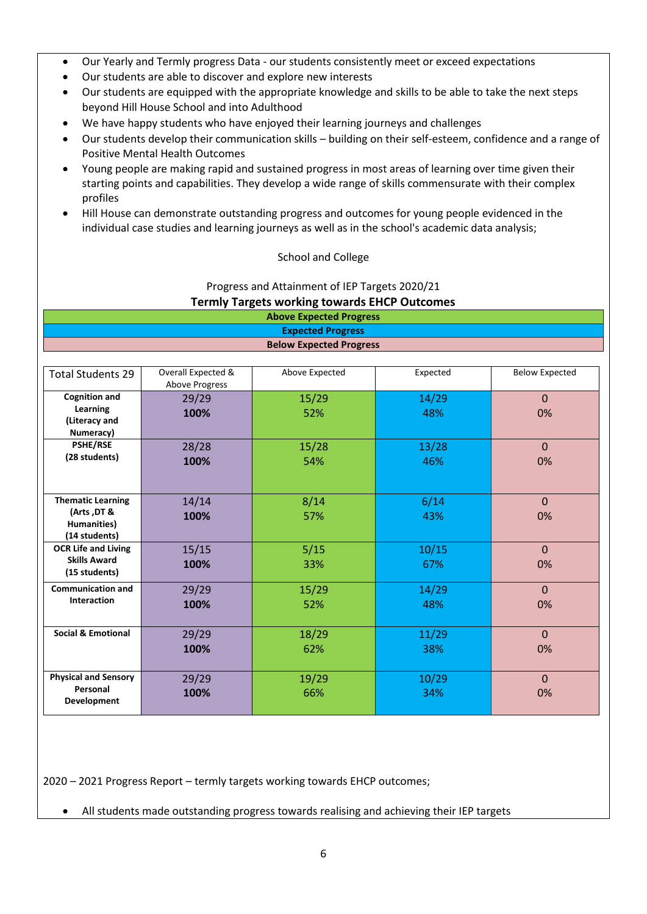- Our Yearly and Termly progress Data - our students consistently meet or exceed expectations
- Our students are able to discover and explore new interests
- Our students are equipped with the appropriate knowledge and skills to be able to take the next steps beyond Hill House School and into Adulthood
- We have happy students who have enjoyed their learning journeys and challenges
- Our students develop their communication skills – building on their self-esteem, confidence and a range of Positive Mental Health Outcomes
- Young people are making rapid and sustained progress in most areas of learning over time given their starting points and capabilities. They develop a wide range of skills commensurate with their complex profiles
- Hill House can demonstrate outstanding progress and outcomes for young people evidenced in the individual case studies and learning journeys as well as in the school's academic data analysis;

School and College

Progress and Attainment of IEP Targets 2020/21

**Termly Targets working towards EHCP Outcomes**

| |
|---|
| **Above Expected Progress** |
| **Expected Progress** |
| **Below Expected Progress** |

| Total Students 29 | Overall Expected & Above Progress | Above Expected | Expected | Below Expected |
|---|---|---|---|---|
| **Cognition and Learning (Literacy and Numeracy)** | 29/29 **100%** | 15/29 52% | 14/29 48% | 0 0% |
| **PSHE/RSE (28 students)** | 28/28 **100%** | 15/28 54% | 13/28 46% | 0 0% |
| **Thematic Learning (Arts ,DT & Humanities) (14 students)** | 14/14 **100%** | 8/14 57% | 6/14 43% | 0 0% |
| **OCR Life and Living Skills Award (15 students)** | 15/15 **100%** | 5/15 33% | 10/15 67% | 0 0% |
| **Communication and Interaction** | 29/29 **100%** | 15/29 52% | 14/29 48% | 0 0% |
| **Social & Emotional** | 29/29 **100%** | 18/29 62% | 11/29 38% | 0 0% |
| **Physical and Sensory Personal Development** | 29/29 **100%** | 19/29 66% | 10/29 34% | 0 0% |

2020 – 2021 Progress Report – termly targets working towards EHCP outcomes;

- All students made outstanding progress towards realising and achieving their IEP targets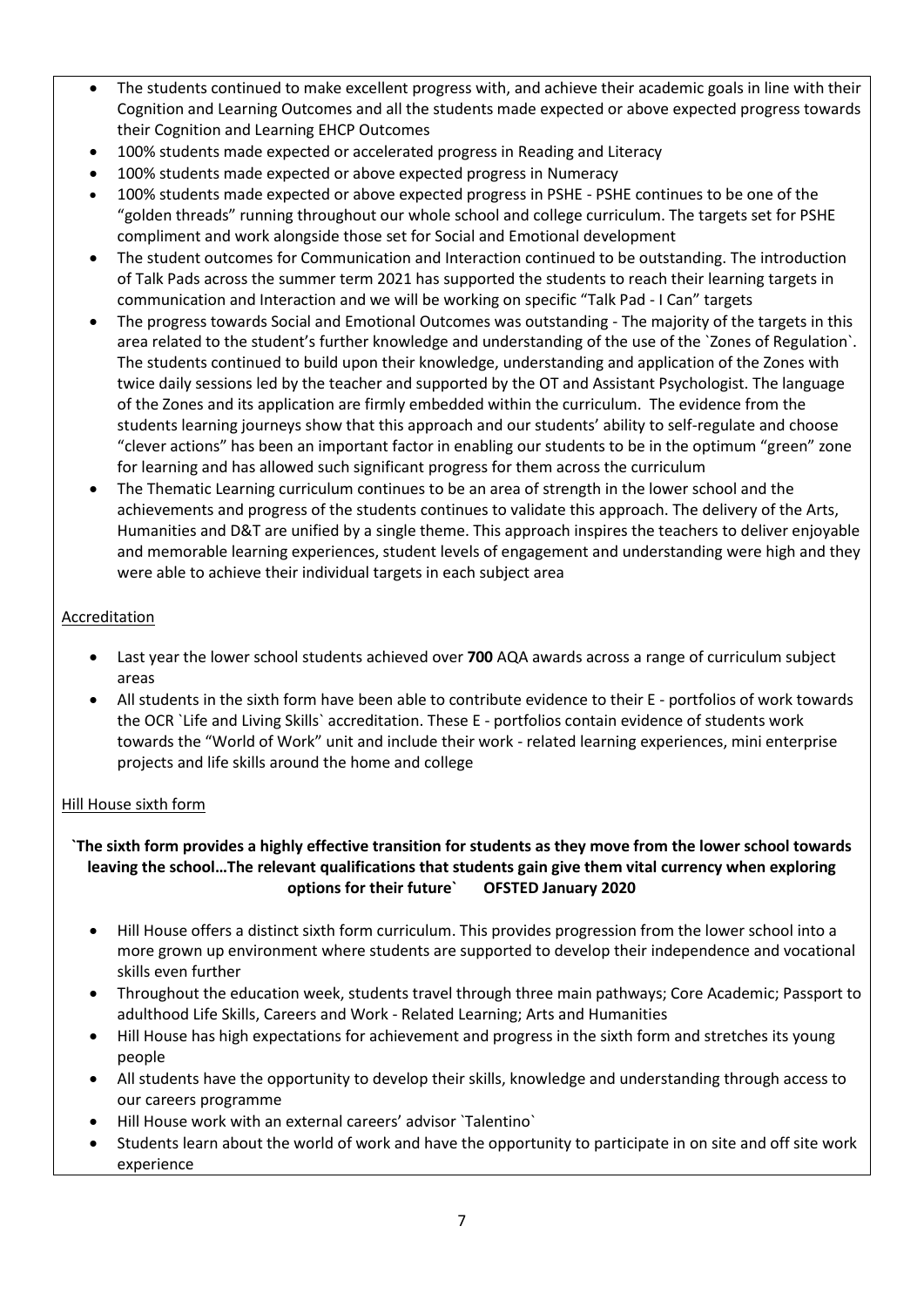- The students continued to make excellent progress with, and achieve their academic goals in line with their Cognition and Learning Outcomes and all the students made expected or above expected progress towards their Cognition and Learning EHCP Outcomes
- 100% students made expected or accelerated progress in Reading and Literacy
- 100% students made expected or above expected progress in Numeracy
- 100% students made expected or above expected progress in PSHE - PSHE continues to be one of the "golden threads" running throughout our whole school and college curriculum. The targets set for PSHE compliment and work alongside those set for Social and Emotional development
- The student outcomes for Communication and Interaction continued to be outstanding. The introduction of Talk Pads across the summer term 2021 has supported the students to reach their learning targets in communication and Interaction and we will be working on specific "Talk Pad - I Can" targets
- The progress towards Social and Emotional Outcomes was outstanding - The majority of the targets in this area related to the student's further knowledge and understanding of the use of the `Zones of Regulation`. The students continued to build upon their knowledge, understanding and application of the Zones with twice daily sessions led by the teacher and supported by the OT and Assistant Psychologist. The language of the Zones and its application are firmly embedded within the curriculum. The evidence from the students learning journeys show that this approach and our students' ability to self-regulate and choose "clever actions" has been an important factor in enabling our students to be in the optimum "green" zone for learning and has allowed such significant progress for them across the curriculum
- The Thematic Learning curriculum continues to be an area of strength in the lower school and the achievements and progress of the students continues to validate this approach. The delivery of the Arts, Humanities and D&T are unified by a single theme. This approach inspires the teachers to deliver enjoyable and memorable learning experiences, student levels of engagement and understanding were high and they were able to achieve their individual targets in each subject area

## Accreditation

- Last year the lower school students achieved over **700** AQA awards across a range of curriculum subject areas
- All students in the sixth form have been able to contribute evidence to their E - portfolios of work towards the OCR `Life and Living Skills` accreditation. These E - portfolios contain evidence of students work towards the "World of Work" unit and include their work - related learning experiences, mini enterprise projects and life skills around the home and college

## Hill House sixth form

**`The sixth form provides a highly effective transition for students as they move from the lower school towards leaving the school…The relevant qualifications that students gain give them vital currency when exploring options for their future` OFSTED January 2020**

- Hill House offers a distinct sixth form curriculum. This provides progression from the lower school into a more grown up environment where students are supported to develop their independence and vocational skills even further
- Throughout the education week, students travel through three main pathways; Core Academic; Passport to adulthood Life Skills, Careers and Work - Related Learning; Arts and Humanities
- Hill House has high expectations for achievement and progress in the sixth form and stretches its young people
- All students have the opportunity to develop their skills, knowledge and understanding through access to our careers programme
- Hill House work with an external careers' advisor `Talentino`
- Students learn about the world of work and have the opportunity to participate in on site and off site work experience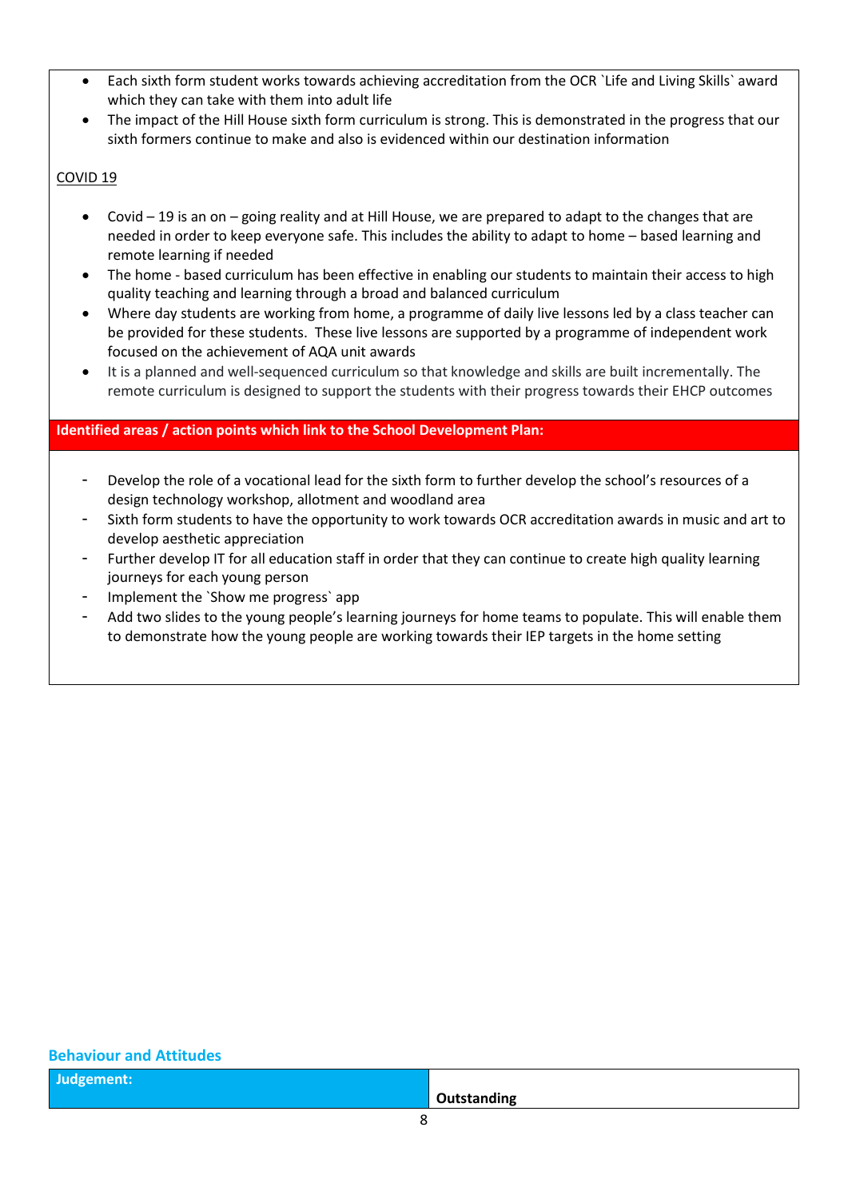- Each sixth form student works towards achieving accreditation from the OCR `Life and Living Skills` award which they can take with them into adult life
- The impact of the Hill House sixth form curriculum is strong. This is demonstrated in the progress that our sixth formers continue to make and also is evidenced within our destination information

COVID 19

- Covid – 19 is an on – going reality and at Hill House, we are prepared to adapt to the changes that are needed in order to keep everyone safe. This includes the ability to adapt to home – based learning and remote learning if needed
- The home - based curriculum has been effective in enabling our students to maintain their access to high quality teaching and learning through a broad and balanced curriculum
- Where day students are working from home, a programme of daily live lessons led by a class teacher can be provided for these students. These live lessons are supported by a programme of independent work focused on the achievement of AQA unit awards
- It is a planned and well-sequenced curriculum so that knowledge and skills are built incrementally. The remote curriculum is designed to support the students with their progress towards their EHCP outcomes

**Identified areas / action points which link to the School Development Plan:**

- Develop the role of a vocational lead for the sixth form to further develop the school's resources of a design technology workshop, allotment and woodland area
- Sixth form students to have the opportunity to work towards OCR accreditation awards in music and art to develop aesthetic appreciation
- Further develop IT for all education staff in order that they can continue to create high quality learning journeys for each young person
- Implement the `Show me progress` app
- Add two slides to the young people's learning journeys for home teams to populate. This will enable them to demonstrate how the young people are working towards their IEP targets in the home setting

## Behaviour and Attitudes

| Judgement: | Outstanding |
|---|---|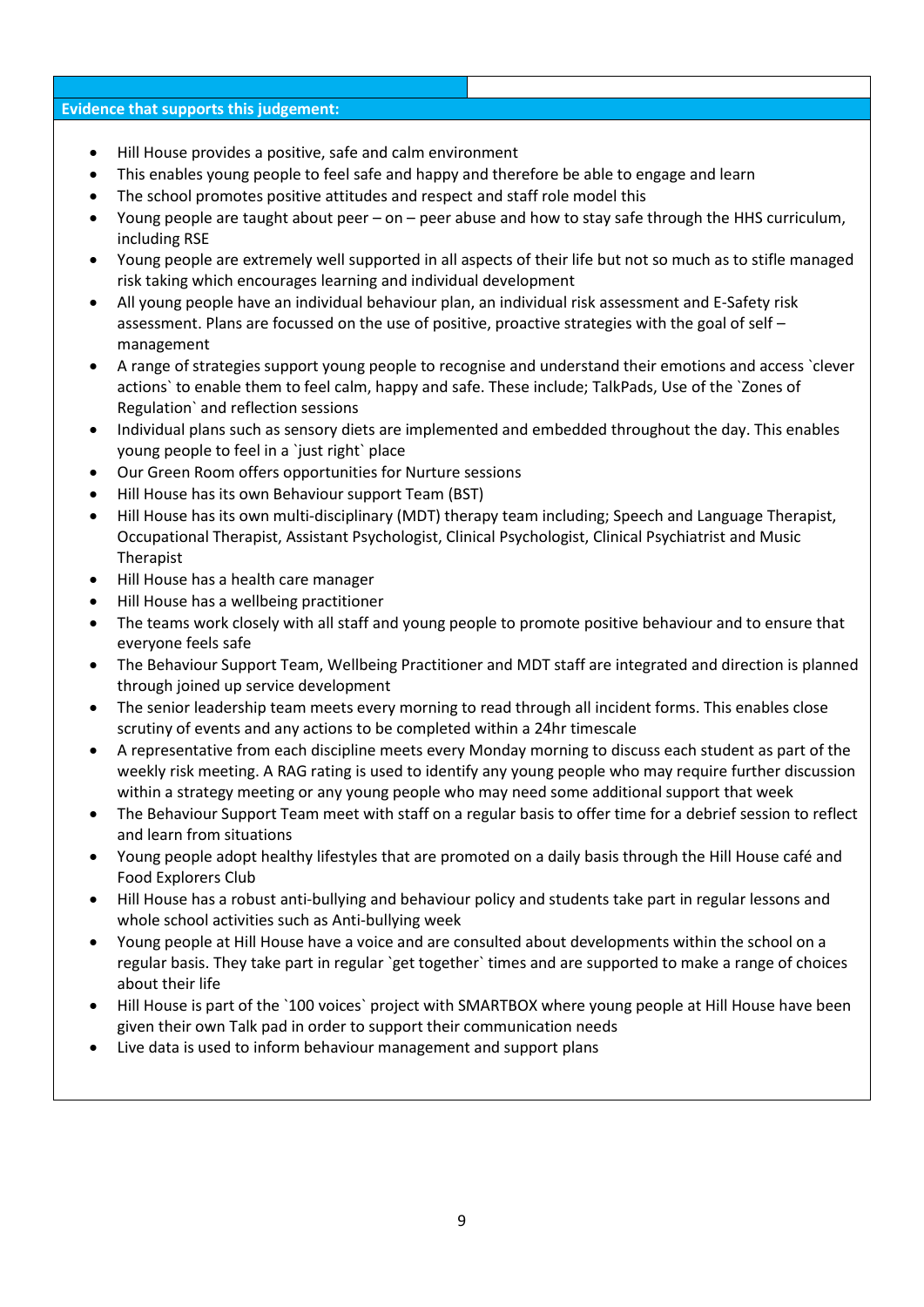**Evidence that supports this judgement:**

- Hill House provides a positive, safe and calm environment
- This enables young people to feel safe and happy and therefore be able to engage and learn
- The school promotes positive attitudes and respect and staff role model this
- Young people are taught about peer – on – peer abuse and how to stay safe through the HHS curriculum, including RSE
- Young people are extremely well supported in all aspects of their life but not so much as to stifle managed risk taking which encourages learning and individual development
- All young people have an individual behaviour plan, an individual risk assessment and E-Safety risk assessment. Plans are focussed on the use of positive, proactive strategies with the goal of self – management
- A range of strategies support young people to recognise and understand their emotions and access `clever actions` to enable them to feel calm, happy and safe. These include; TalkPads, Use of the `Zones of Regulation` and reflection sessions
- Individual plans such as sensory diets are implemented and embedded throughout the day. This enables young people to feel in a `just right` place
- Our Green Room offers opportunities for Nurture sessions
- Hill House has its own Behaviour support Team (BST)
- Hill House has its own multi-disciplinary (MDT) therapy team including; Speech and Language Therapist, Occupational Therapist, Assistant Psychologist, Clinical Psychologist, Clinical Psychiatrist and Music Therapist
- Hill House has a health care manager
- Hill House has a wellbeing practitioner
- The teams work closely with all staff and young people to promote positive behaviour and to ensure that everyone feels safe
- The Behaviour Support Team, Wellbeing Practitioner and MDT staff are integrated and direction is planned through joined up service development
- The senior leadership team meets every morning to read through all incident forms. This enables close scrutiny of events and any actions to be completed within a 24hr timescale
- A representative from each discipline meets every Monday morning to discuss each student as part of the weekly risk meeting. A RAG rating is used to identify any young people who may require further discussion within a strategy meeting or any young people who may need some additional support that week
- The Behaviour Support Team meet with staff on a regular basis to offer time for a debrief session to reflect and learn from situations
- Young people adopt healthy lifestyles that are promoted on a daily basis through the Hill House café and Food Explorers Club
- Hill House has a robust anti-bullying and behaviour policy and students take part in regular lessons and whole school activities such as Anti-bullying week
- Young people at Hill House have a voice and are consulted about developments within the school on a regular basis. They take part in regular `get together` times and are supported to make a range of choices about their life
- Hill House is part of the `100 voices` project with SMARTBOX where young people at Hill House have been given their own Talk pad in order to support their communication needs
- Live data is used to inform behaviour management and support plans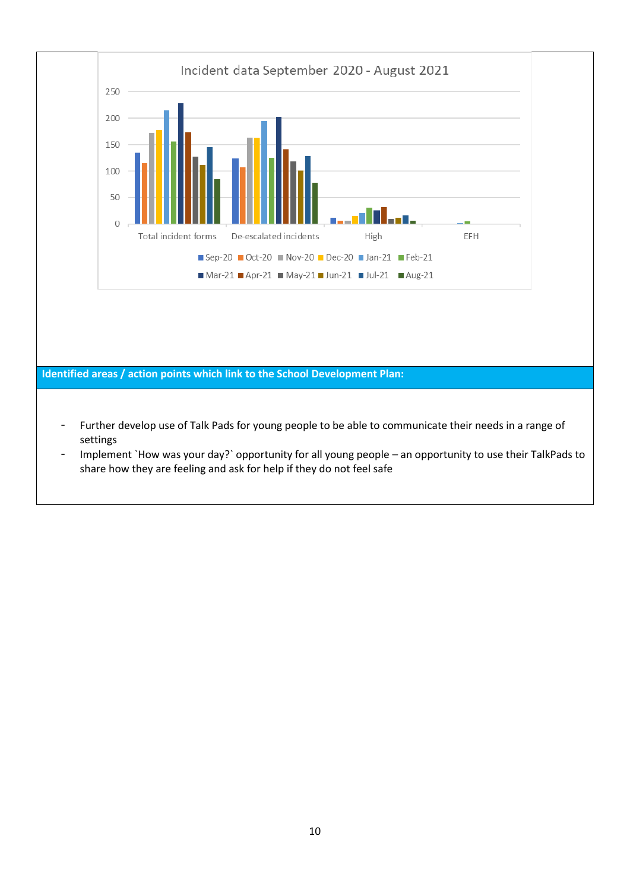Incident data September 2020 - August 2021

**Identified areas / action points which link to the School Development Plan:**

- Further develop use of Talk Pads for young people to be able to communicate their needs in a range of settings
- Implement `How was your day?` opportunity for all young people – an opportunity to use their TalkPads to share how they are feeling and ask for help if they do not feel safe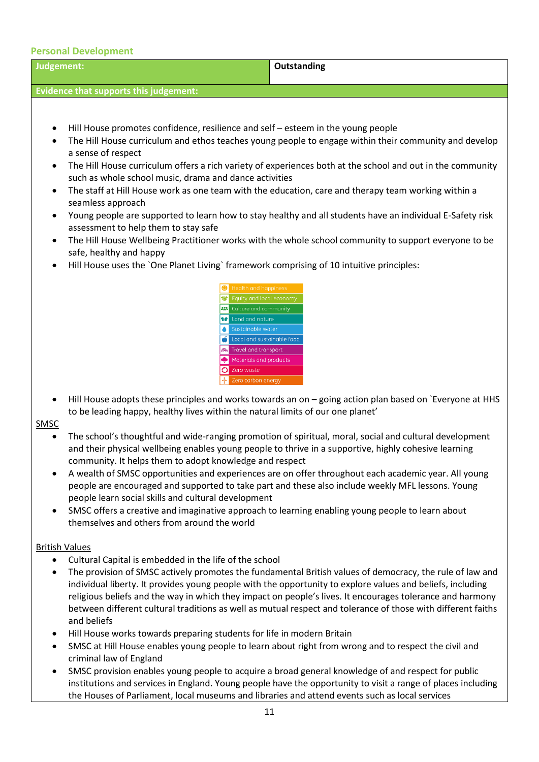## Personal Development

| Judgement: | Outstanding |
|---|---|

**Evidence that supports this judgement:**

- Hill House promotes confidence, resilience and self – esteem in the young people
- The Hill House curriculum and ethos teaches young people to engage within their community and develop a sense of respect
- The Hill House curriculum offers a rich variety of experiences both at the school and out in the community such as whole school music, drama and dance activities
- The staff at Hill House work as one team with the education, care and therapy team working within a seamless approach
- Young people are supported to learn how to stay healthy and all students have an individual E-Safety risk assessment to help them to stay safe
- The Hill House Wellbeing Practitioner works with the whole school community to support everyone to be safe, healthy and happy
- Hill House uses the `One Planet Living` framework comprising of 10 intuitive principles:

  - Health and happiness
  - Equity and local economy
  - Culture and community
  - Land and nature
  - Sustainable water
  - Local and sustainable food
  - Travel and transport
  - Materials and products
  - Zero waste
  - Zero carbon energy

- Hill House adopts these principles and works towards an on – going action plan based on `Everyone at HHS to be leading happy, healthy lives within the natural limits of our one planet'

<u>SMSC</u>

- The school's thoughtful and wide-ranging promotion of spiritual, moral, social and cultural development and their physical wellbeing enables young people to thrive in a supportive, highly cohesive learning community. It helps them to adopt knowledge and respect
- A wealth of SMSC opportunities and experiences are on offer throughout each academic year. All young people are encouraged and supported to take part and these also include weekly MFL lessons. Young people learn social skills and cultural development
- SMSC offers a creative and imaginative approach to learning enabling young people to learn about themselves and others from around the world

<u>British Values</u>

- Cultural Capital is embedded in the life of the school
- The provision of SMSC actively promotes the fundamental British values of democracy, the rule of law and individual liberty. It provides young people with the opportunity to explore values and beliefs, including religious beliefs and the way in which they impact on people's lives. It encourages tolerance and harmony between different cultural traditions as well as mutual respect and tolerance of those with different faiths and beliefs
- Hill House works towards preparing students for life in modern Britain
- SMSC at Hill House enables young people to learn about right from wrong and to respect the civil and criminal law of England
- SMSC provision enables young people to acquire a broad general knowledge of and respect for public institutions and services in England. Young people have the opportunity to visit a range of places including the Houses of Parliament, local museums and libraries and attend events such as local services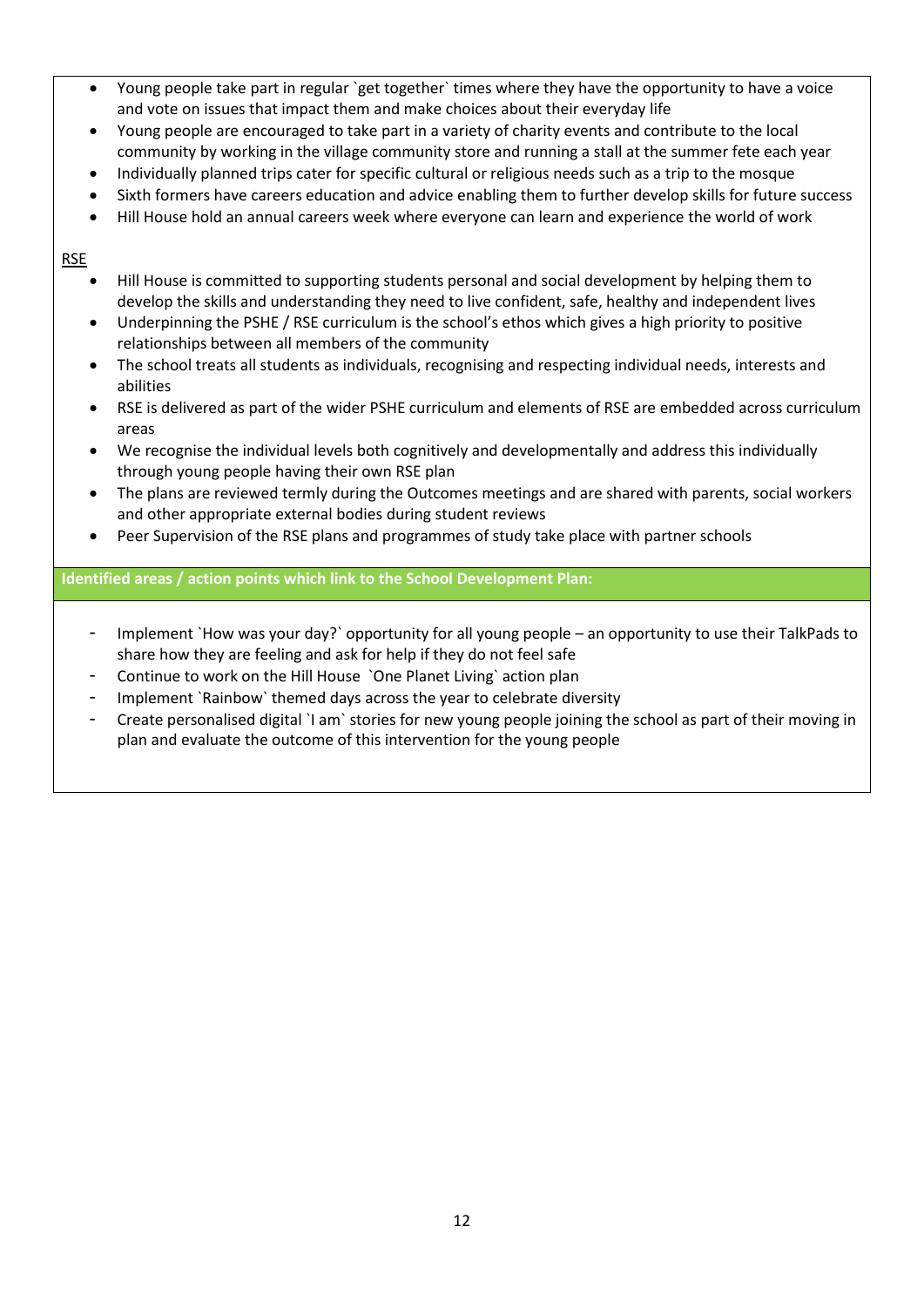- Young people take part in regular `get together` times where they have the opportunity to have a voice and vote on issues that impact them and make choices about their everyday life
- Young people are encouraged to take part in a variety of charity events and contribute to the local community by working in the village community store and running a stall at the summer fete each year
- Individually planned trips cater for specific cultural or religious needs such as a trip to the mosque
- Sixth formers have careers education and advice enabling them to further develop skills for future success
- Hill House hold an annual careers week where everyone can learn and experience the world of work

<u>RSE</u>

- Hill House is committed to supporting students personal and social development by helping them to develop the skills and understanding they need to live confident, safe, healthy and independent lives
- Underpinning the PSHE / RSE curriculum is the school's ethos which gives a high priority to positive relationships between all members of the community
- The school treats all students as individuals, recognising and respecting individual needs, interests and abilities
- RSE is delivered as part of the wider PSHE curriculum and elements of RSE are embedded across curriculum areas
- We recognise the individual levels both cognitively and developmentally and address this individually through young people having their own RSE plan
- The plans are reviewed termly during the Outcomes meetings and are shared with parents, social workers and other appropriate external bodies during student reviews
- Peer Supervision of the RSE plans and programmes of study take place with partner schools

**Identified areas / action points which link to the School Development Plan:**

- Implement `How was your day?` opportunity for all young people – an opportunity to use their TalkPads to share how they are feeling and ask for help if they do not feel safe
- Continue to work on the Hill House `One Planet Living` action plan
- Implement `Rainbow` themed days across the year to celebrate diversity
- Create personalised digital `I am` stories for new young people joining the school as part of their moving in plan and evaluate the outcome of this intervention for the young people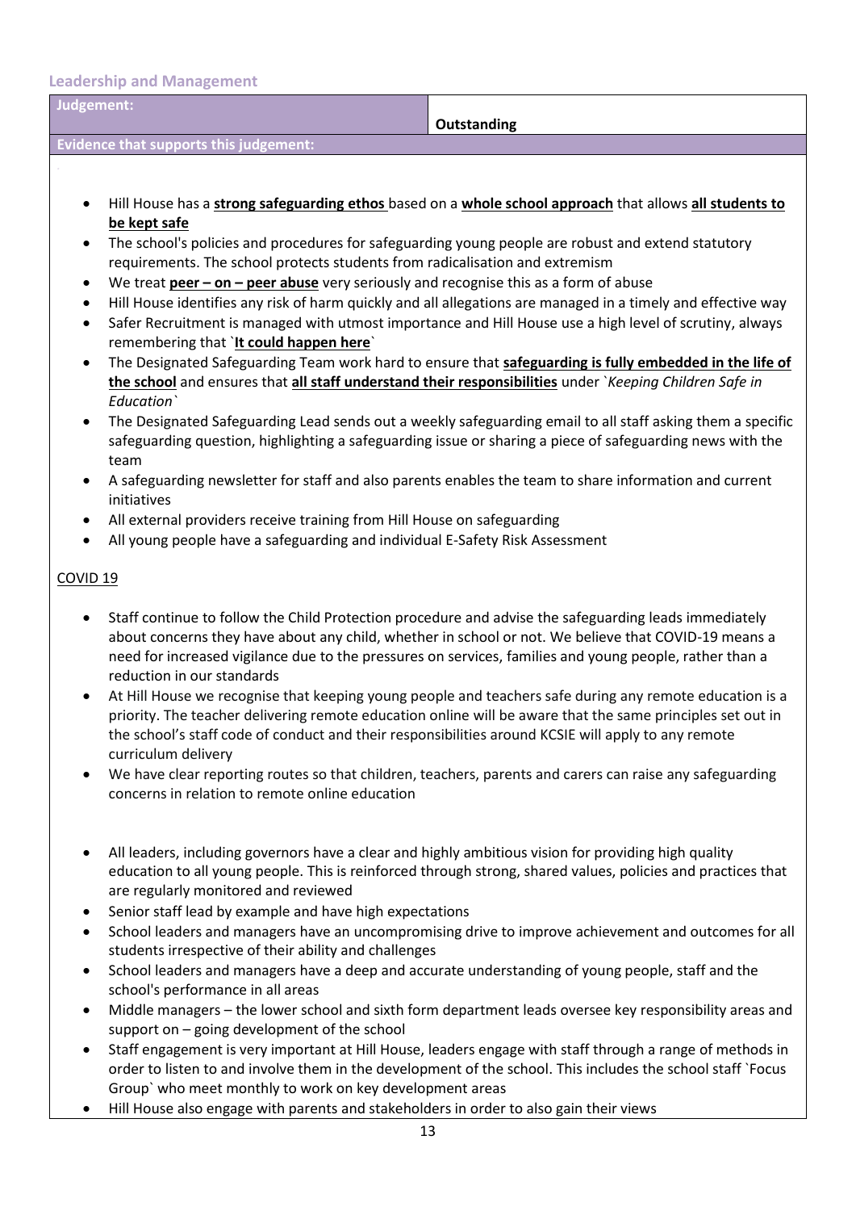### Leadership and Management

| Judgement: | Outstanding |
| --- | --- |

**Evidence that supports this judgement:**

- Hill House has a **strong safeguarding ethos** based on a **whole school approach** that allows **all students to be kept safe**
- The school's policies and procedures for safeguarding young people are robust and extend statutory requirements. The school protects students from radicalisation and extremism
- We treat **peer – on – peer abuse** very seriously and recognise this as a form of abuse
- Hill House identifies any risk of harm quickly and all allegations are managed in a timely and effective way
- Safer Recruitment is managed with utmost importance and Hill House use a high level of scrutiny, always remembering that `**It could happen here**`
- The Designated Safeguarding Team work hard to ensure that **safeguarding is fully embedded in the life of the school** and ensures that **all staff understand their responsibilities** under `*Keeping Children Safe in Education*`
- The Designated Safeguarding Lead sends out a weekly safeguarding email to all staff asking them a specific safeguarding question, highlighting a safeguarding issue or sharing a piece of safeguarding news with the team
- A safeguarding newsletter for staff and also parents enables the team to share information and current initiatives
- All external providers receive training from Hill House on safeguarding
- All young people have a safeguarding and individual E-Safety Risk Assessment

COVID 19

- Staff continue to follow the Child Protection procedure and advise the safeguarding leads immediately about concerns they have about any child, whether in school or not. We believe that COVID-19 means a need for increased vigilance due to the pressures on services, families and young people, rather than a reduction in our standards
- At Hill House we recognise that keeping young people and teachers safe during any remote education is a priority. The teacher delivering remote education online will be aware that the same principles set out in the school's staff code of conduct and their responsibilities around KCSIE will apply to any remote curriculum delivery
- We have clear reporting routes so that children, teachers, parents and carers can raise any safeguarding concerns in relation to remote online education

- All leaders, including governors have a clear and highly ambitious vision for providing high quality education to all young people. This is reinforced through strong, shared values, policies and practices that are regularly monitored and reviewed
- Senior staff lead by example and have high expectations
- School leaders and managers have an uncompromising drive to improve achievement and outcomes for all students irrespective of their ability and challenges
- School leaders and managers have a deep and accurate understanding of young people, staff and the school's performance in all areas
- Middle managers – the lower school and sixth form department leads oversee key responsibility areas and support on – going development of the school
- Staff engagement is very important at Hill House, leaders engage with staff through a range of methods in order to listen to and involve them in the development of the school. This includes the school staff `Focus Group` who meet monthly to work on key development areas
- Hill House also engage with parents and stakeholders in order to also gain their views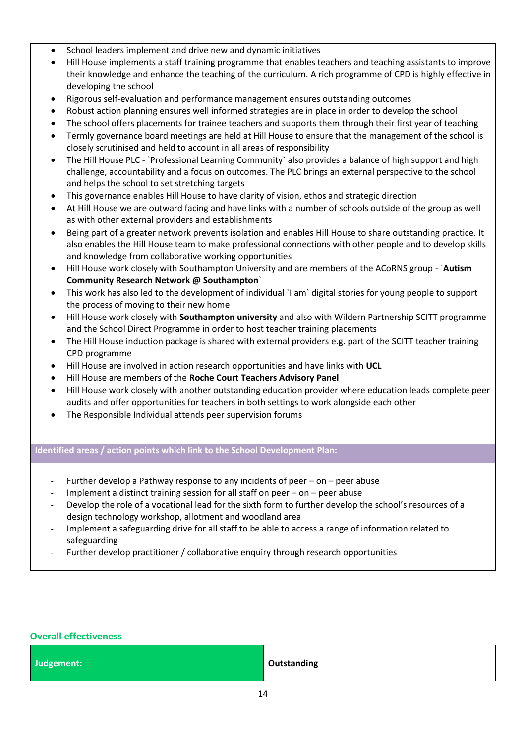- School leaders implement and drive new and dynamic initiatives
- Hill House implements a staff training programme that enables teachers and teaching assistants to improve their knowledge and enhance the teaching of the curriculum. A rich programme of CPD is highly effective in developing the school
- Rigorous self-evaluation and performance management ensures outstanding outcomes
- Robust action planning ensures well informed strategies are in place in order to develop the school
- The school offers placements for trainee teachers and supports them through their first year of teaching
- Termly governance board meetings are held at Hill House to ensure that the management of the school is closely scrutinised and held to account in all areas of responsibility
- The Hill House PLC - `Professional Learning Community` also provides a balance of high support and high challenge, accountability and a focus on outcomes. The PLC brings an external perspective to the school and helps the school to set stretching targets
- This governance enables Hill House to have clarity of vision, ethos and strategic direction
- At Hill House we are outward facing and have links with a number of schools outside of the group as well as with other external providers and establishments
- Being part of a greater network prevents isolation and enables Hill House to share outstanding practice. It also enables the Hill House team to make professional connections with other people and to develop skills and knowledge from collaborative working opportunities
- Hill House work closely with Southampton University and are members of the ACoRNS group - `**Autism Community Research Network @ Southampton**`
- This work has also led to the development of individual `I am` digital stories for young people to support the process of moving to their new home
- Hill House work closely with **Southampton university** and also with Wildern Partnership SCITT programme and the School Direct Programme in order to host teacher training placements
- The Hill House induction package is shared with external providers e.g. part of the SCITT teacher training CPD programme
- Hill House are involved in action research opportunities and have links with **UCL**
- Hill House are members of the **Roche Court Teachers Advisory Panel**
- Hill House work closely with another outstanding education provider where education leads complete peer audits and offer opportunities for teachers in both settings to work alongside each other
- The Responsible Individual attends peer supervision forums

**Identified areas / action points which link to the School Development Plan:**

- Further develop a Pathway response to any incidents of peer – on – peer abuse
- Implement a distinct training session for all staff on peer – on – peer abuse
- Develop the role of a vocational lead for the sixth form to further develop the school's resources of a design technology workshop, allotment and woodland area
- Implement a safeguarding drive for all staff to be able to access a range of information related to safeguarding
- Further develop practitioner / collaborative enquiry through research opportunities

## Overall effectiveness

| Judgement: | Outstanding |
|---|---|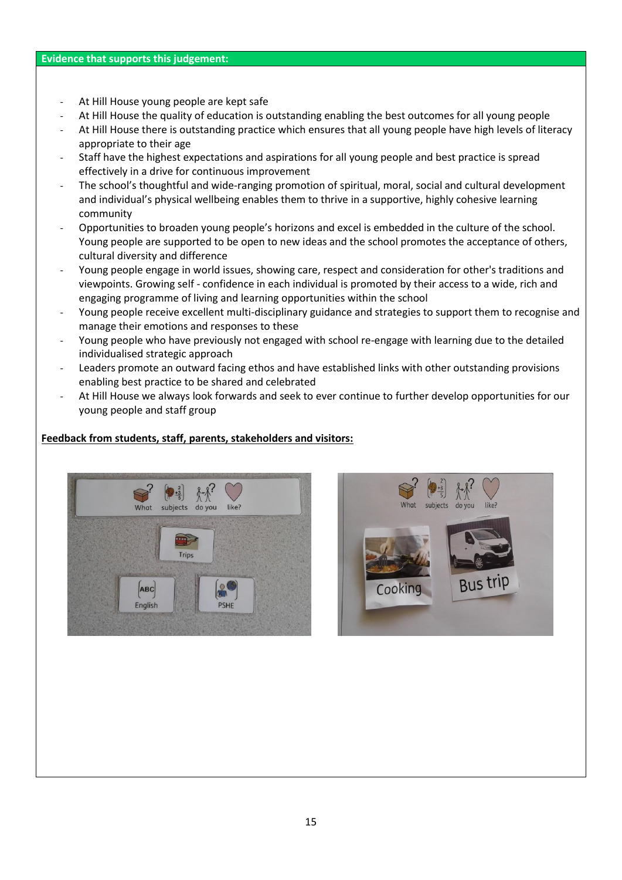**Evidence that supports this judgement:**

- At Hill House young people are kept safe
- At Hill House the quality of education is outstanding enabling the best outcomes for all young people
- At Hill House there is outstanding practice which ensures that all young people have high levels of literacy appropriate to their age
- Staff have the highest expectations and aspirations for all young people and best practice is spread effectively in a drive for continuous improvement
- The school's thoughtful and wide-ranging promotion of spiritual, moral, social and cultural development and individual's physical wellbeing enables them to thrive in a supportive, highly cohesive learning community
- Opportunities to broaden young people's horizons and excel is embedded in the culture of the school. Young people are supported to be open to new ideas and the school promotes the acceptance of others, cultural diversity and difference
- Young people engage in world issues, showing care, respect and consideration for other's traditions and viewpoints. Growing self - confidence in each individual is promoted by their access to a wide, rich and engaging programme of living and learning opportunities within the school
- Young people receive excellent multi-disciplinary guidance and strategies to support them to recognise and manage their emotions and responses to these
- Young people who have previously not engaged with school re-engage with learning due to the detailed individualised strategic approach
- Leaders promote an outward facing ethos and have established links with other outstanding provisions enabling best practice to be shared and celebrated
- At Hill House we always look forwards and seek to ever continue to further develop opportunities for our young people and staff group

**<u>Feedback from students, staff, parents, stakeholders and visitors:</u>**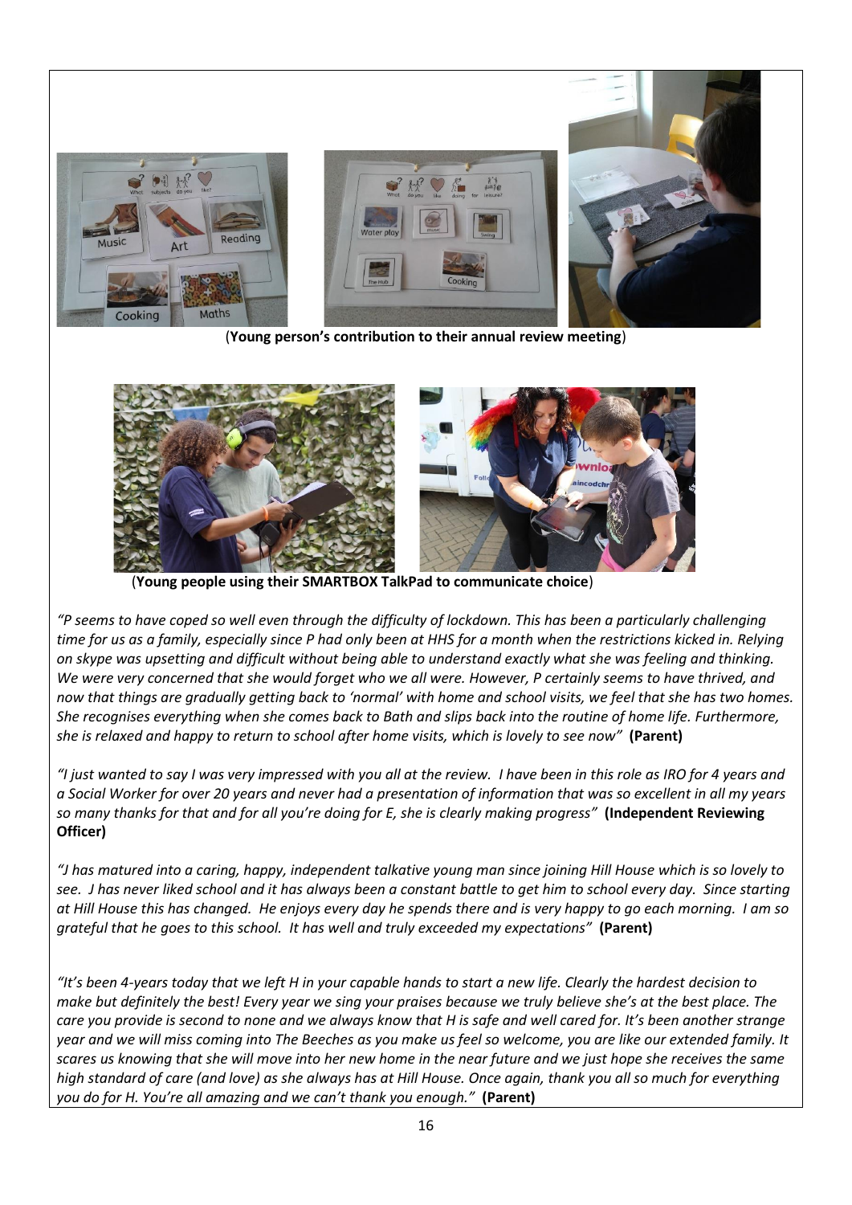(**Young person's contribution to their annual review meeting**)

(**Young people using their SMARTBOX TalkPad to communicate choice**)

*"P seems to have coped so well even through the difficulty of lockdown. This has been a particularly challenging time for us as a family, especially since P had only been at HHS for a month when the restrictions kicked in. Relying on skype was upsetting and difficult without being able to understand exactly what she was feeling and thinking. We were very concerned that she would forget who we all were. However, P certainly seems to have thrived, and now that things are gradually getting back to 'normal' with home and school visits, we feel that she has two homes. She recognises everything when she comes back to Bath and slips back into the routine of home life. Furthermore, she is relaxed and happy to return to school after home visits, which is lovely to see now"* **(Parent)**

*"I just wanted to say I was very impressed with you all at the review. I have been in this role as IRO for 4 years and a Social Worker for over 20 years and never had a presentation of information that was so excellent in all my years so many thanks for that and for all you're doing for E, she is clearly making progress"* **(Independent Reviewing Officer)**

*"J has matured into a caring, happy, independent talkative young man since joining Hill House which is so lovely to see. J has never liked school and it has always been a constant battle to get him to school every day. Since starting at Hill House this has changed. He enjoys every day he spends there and is very happy to go each morning. I am so grateful that he goes to this school. It has well and truly exceeded my expectations"* **(Parent)**

*"It's been 4-years today that we left H in your capable hands to start a new life. Clearly the hardest decision to make but definitely the best! Every year we sing your praises because we truly believe she's at the best place. The care you provide is second to none and we always know that H is safe and well cared for. It's been another strange year and we will miss coming into The Beeches as you make us feel so welcome, you are like our extended family. It scares us knowing that she will move into her new home in the near future and we just hope she receives the same high standard of care (and love) as she always has at Hill House. Once again, thank you all so much for everything you do for H. You're all amazing and we can't thank you enough."* **(Parent)**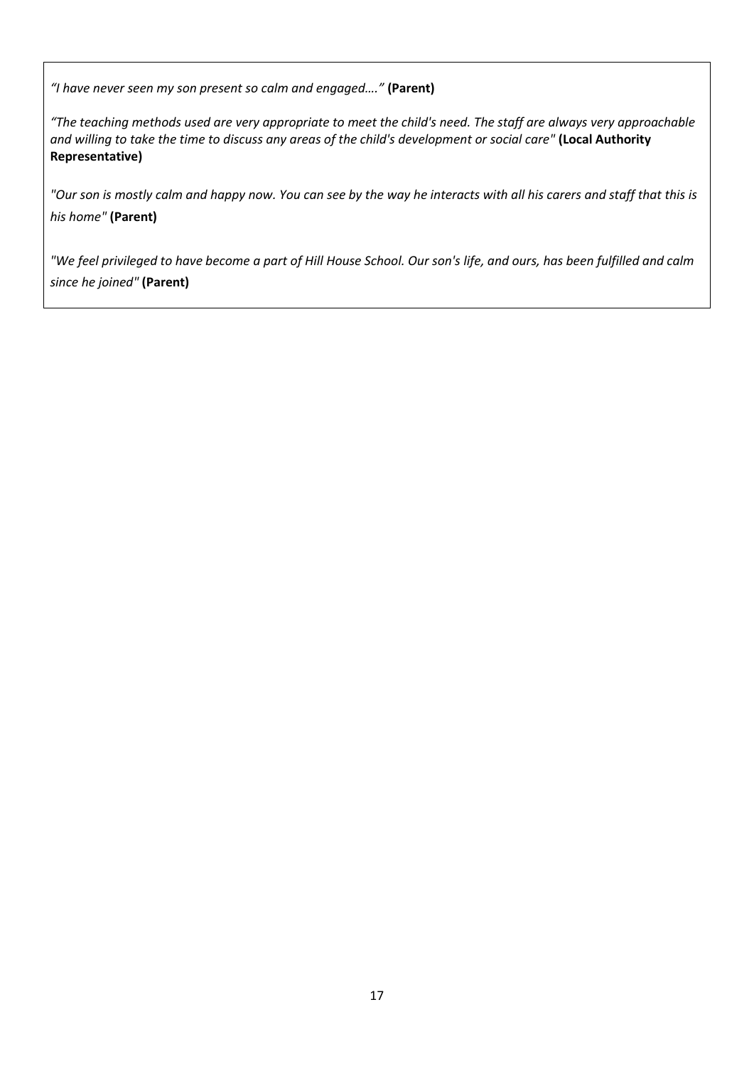*"I have never seen my son present so calm and engaged…."* **(Parent)**

*"The teaching methods used are very appropriate to meet the child's need. The staff are always very approachable and willing to take the time to discuss any areas of the child's development or social care"* **(Local Authority Representative)**

*"Our son is mostly calm and happy now. You can see by the way he interacts with all his carers and staff that this is his home"* **(Parent)**

*"We feel privileged to have become a part of Hill House School. Our son's life, and ours, has been fulfilled and calm since he joined"* **(Parent)**